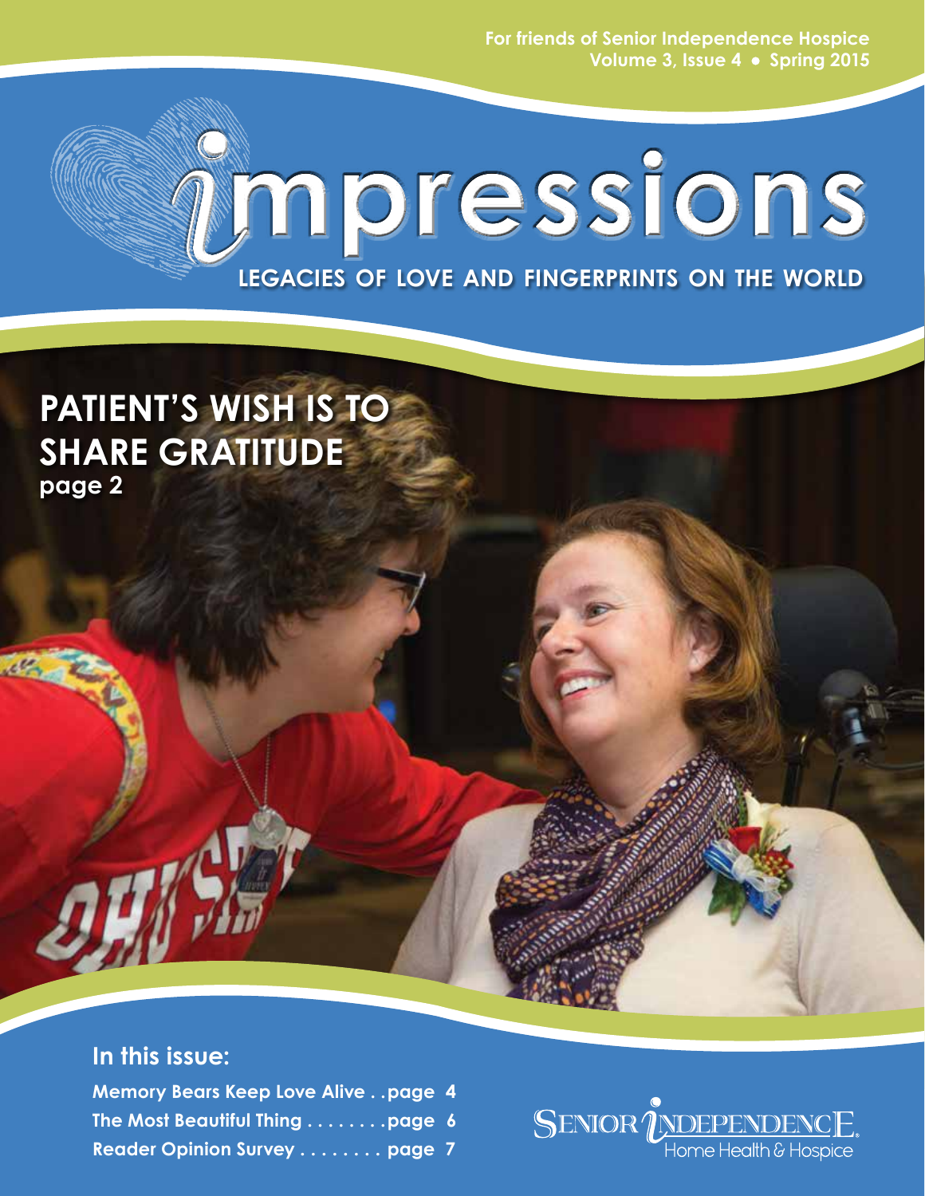For friends of Senior Independence Hospice
Volume 3, Issue 4 • Spring 2015

# impressions

LEGACIES OF LOVE AND FINGERPRINTS ON THE WORLD

## PATIENT'S WISH IS TO SHARE GRATITUDE

page 2

### In this issue:

Memory Bears Keep Love Alive . . page 4
The Most Beautiful Thing . . . . . . . . page 6
Reader Opinion Survey . . . . . . . . page 7

SENIOR INDEPENDENCE
Home Health & Hospice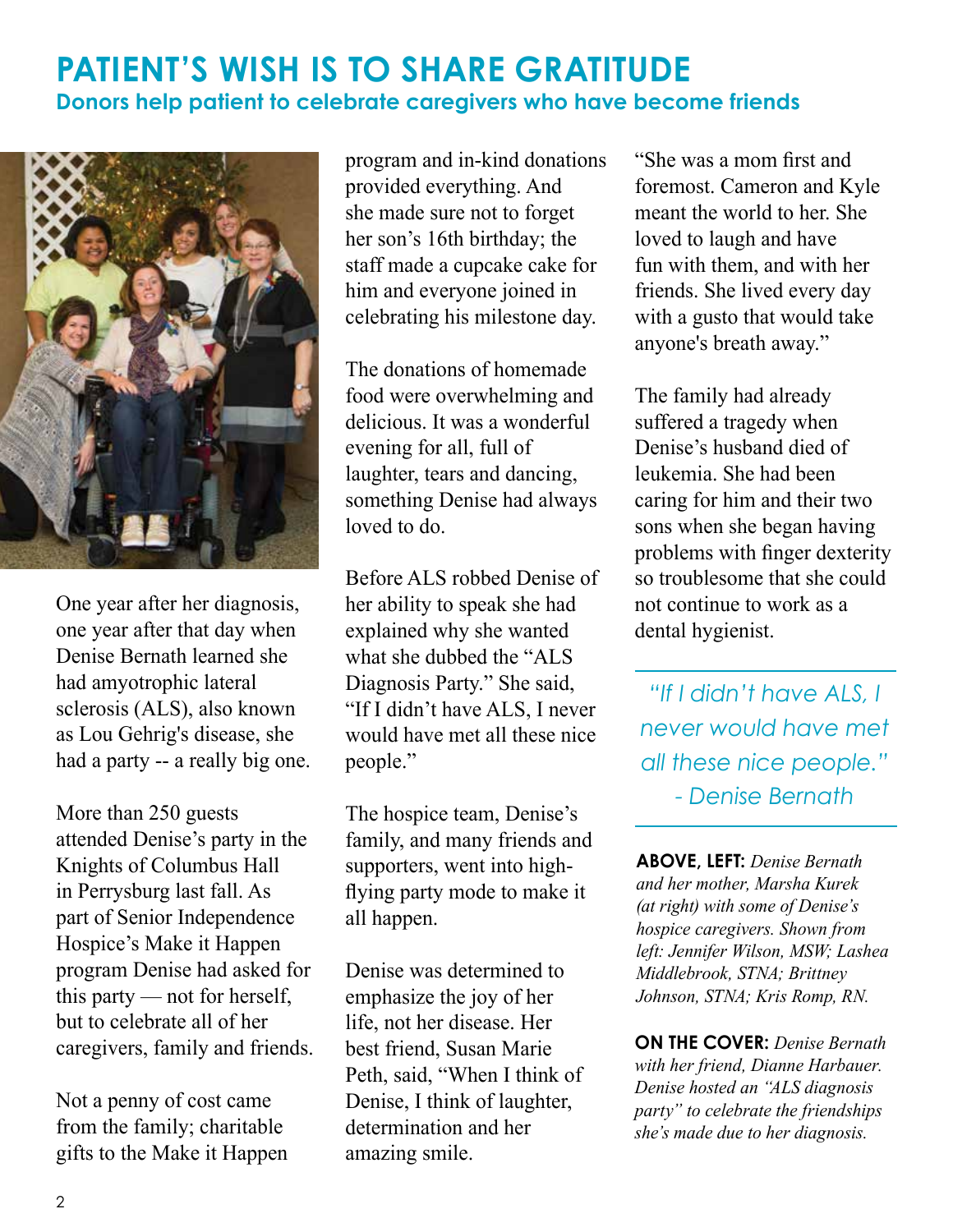# PATIENT'S WISH IS TO SHARE GRATITUDE

## Donors help patient to celebrate caregivers who have become friends

One year after her diagnosis, one year after that day when Denise Bernath learned she had amyotrophic lateral sclerosis (ALS), also known as Lou Gehrig's disease, she had a party -- a really big one.

More than 250 guests attended Denise's party in the Knights of Columbus Hall in Perrysburg last fall. As part of Senior Independence Hospice's Make it Happen program Denise had asked for this party — not for herself, but to celebrate all of her caregivers, family and friends.

Not a penny of cost came from the family; charitable gifts to the Make it Happen program and in-kind donations provided everything. And she made sure not to forget her son's 16th birthday; the staff made a cupcake cake for him and everyone joined in celebrating his milestone day.

The donations of homemade food were overwhelming and delicious. It was a wonderful evening for all, full of laughter, tears and dancing, something Denise had always loved to do.

Before ALS robbed Denise of her ability to speak she had explained why she wanted what she dubbed the "ALS Diagnosis Party." She said, "If I didn't have ALS, I never would have met all these nice people."

The hospice team, Denise's family, and many friends and supporters, went into high-flying party mode to make it all happen.

Denise was determined to emphasize the joy of her life, not her disease. Her best friend, Susan Marie Peth, said, "When I think of Denise, I think of laughter, determination and her amazing smile.

"She was a mom first and foremost. Cameron and Kyle meant the world to her. She loved to laugh and have fun with them, and with her friends. She lived every day with a gusto that would take anyone's breath away."

The family had already suffered a tragedy when Denise's husband died of leukemia. She had been caring for him and their two sons when she began having problems with finger dexterity so troublesome that she could not continue to work as a dental hygienist.

> *"If I didn't have ALS, I never would have met all these nice people."*
> *- Denise Bernath*

**ABOVE, LEFT:** *Denise Bernath and her mother, Marsha Kurek (at right) with some of Denise's hospice caregivers. Shown from left: Jennifer Wilson, MSW; Lashea Middlebrook, STNA; Brittney Johnson, STNA; Kris Romp, RN.*

**ON THE COVER:** *Denise Bernath with her friend, Dianne Harbauer. Denise hosted an "ALS diagnosis party" to celebrate the friendships she's made due to her diagnosis.*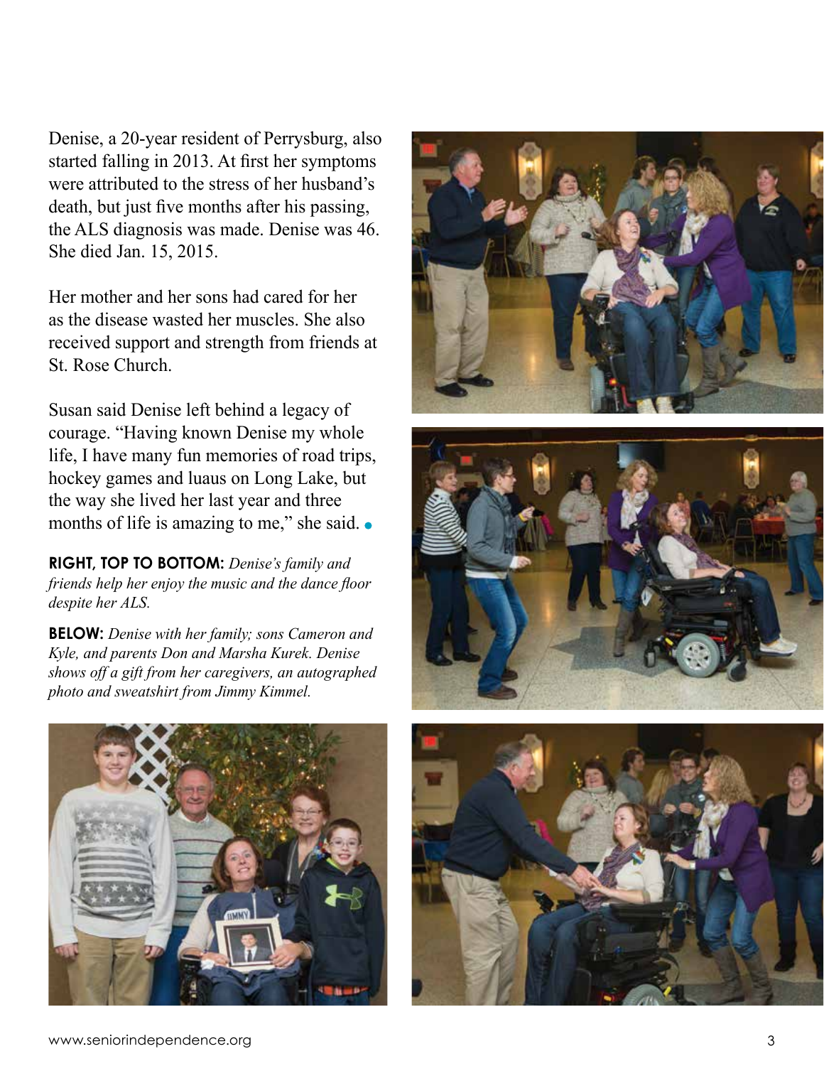Denise, a 20-year resident of Perrysburg, also started falling in 2013. At first her symptoms were attributed to the stress of her husband's death, but just five months after his passing, the ALS diagnosis was made. Denise was 46. She died Jan. 15, 2015.

Her mother and her sons had cared for her as the disease wasted her muscles. She also received support and strength from friends at St. Rose Church.

Susan said Denise left behind a legacy of courage. "Having known Denise my whole life, I have many fun memories of road trips, hockey games and luaus on Long Lake, but the way she lived her last year and three months of life is amazing to me," she said.

**RIGHT, TOP TO BOTTOM:** *Denise's family and friends help her enjoy the music and the dance floor despite her ALS.*

**BELOW:** *Denise with her family; sons Cameron and Kyle, and parents Don and Marsha Kurek. Denise shows off a gift from her caregivers, an autographed photo and sweatshirt from Jimmy Kimmel.*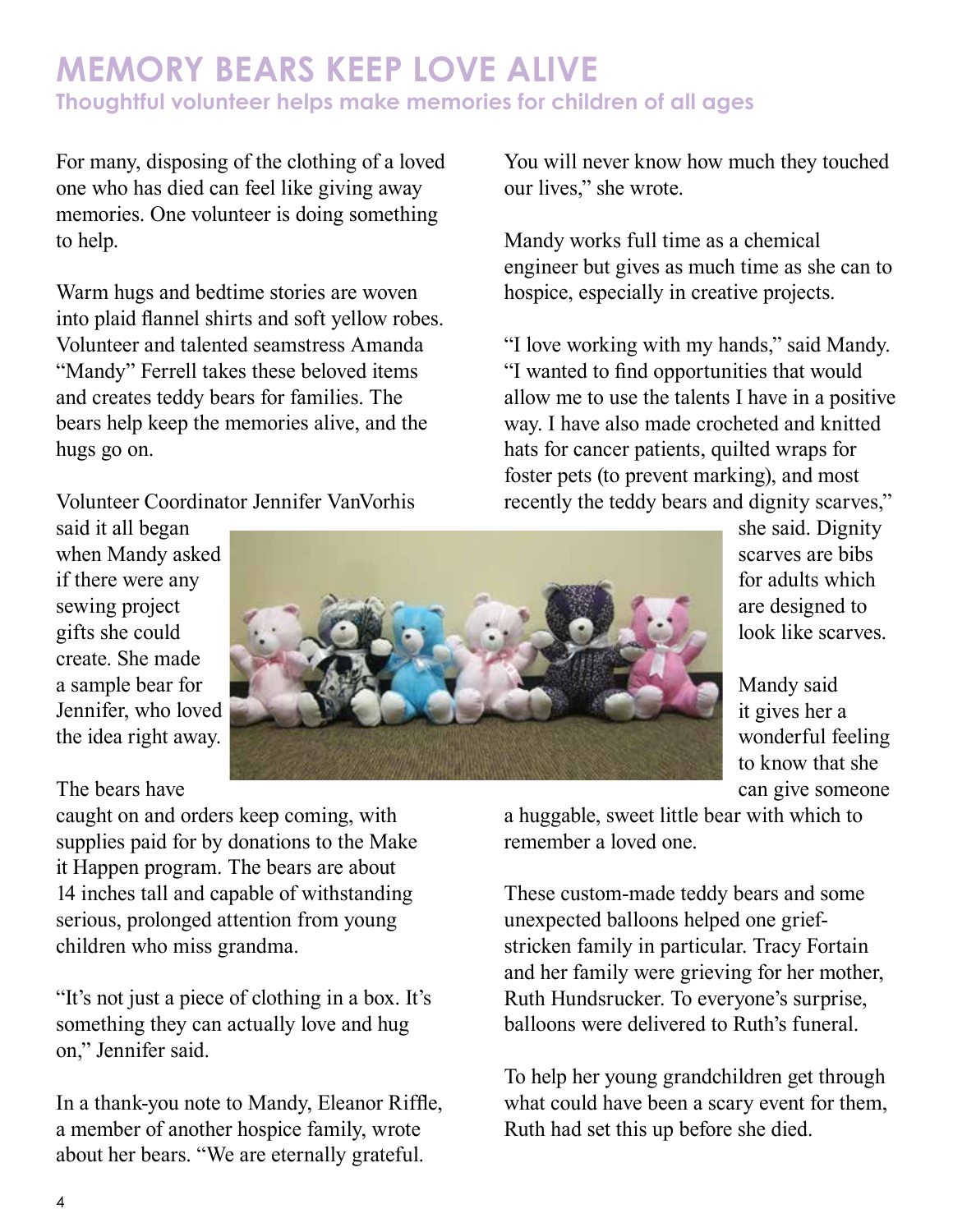# MEMORY BEARS KEEP LOVE ALIVE

### Thoughtful volunteer helps make memories for children of all ages

For many, disposing of the clothing of a loved one who has died can feel like giving away memories. One volunteer is doing something to help.

Warm hugs and bedtime stories are woven into plaid flannel shirts and soft yellow robes. Volunteer and talented seamstress Amanda "Mandy" Ferrell takes these beloved items and creates teddy bears for families. The bears help keep the memories alive, and the hugs go on.

Volunteer Coordinator Jennifer VanVorhis said it all began when Mandy asked if there were any sewing project gifts she could create. She made a sample bear for Jennifer, who loved the idea right away.

The bears have caught on and orders keep coming, with supplies paid for by donations to the Make it Happen program. The bears are about 14 inches tall and capable of withstanding serious, prolonged attention from young children who miss grandma.

"It's not just a piece of clothing in a box. It's something they can actually love and hug on," Jennifer said.

In a thank-you note to Mandy, Eleanor Riffle, a member of another hospice family, wrote about her bears. "We are eternally grateful. You will never know how much they touched our lives," she wrote.

Mandy works full time as a chemical engineer but gives as much time as she can to hospice, especially in creative projects.

"I love working with my hands," said Mandy. "I wanted to find opportunities that would allow me to use the talents I have in a positive way. I have also made crocheted and knitted hats for cancer patients, quilted wraps for foster pets (to prevent marking), and most recently the teddy bears and dignity scarves," she said. Dignity scarves are bibs for adults which are designed to look like scarves.

Mandy said it gives her a wonderful feeling to know that she can give someone a huggable, sweet little bear with which to remember a loved one.

These custom-made teddy bears and some unexpected balloons helped one grief-stricken family in particular. Tracy Fortain and her family were grieving for her mother, Ruth Hundsrucker. To everyone's surprise, balloons were delivered to Ruth's funeral.

To help her young grandchildren get through what could have been a scary event for them, Ruth had set this up before she died.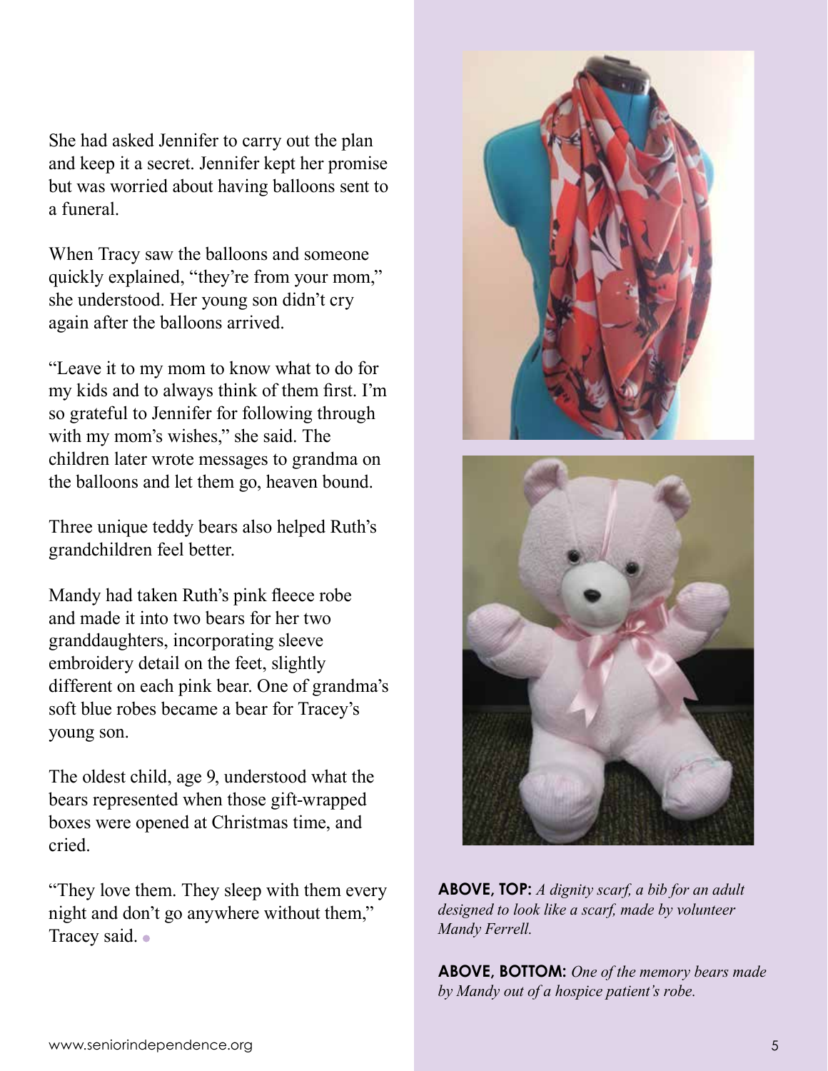She had asked Jennifer to carry out the plan and keep it a secret. Jennifer kept her promise but was worried about having balloons sent to a funeral.

When Tracy saw the balloons and someone quickly explained, "they're from your mom," she understood. Her young son didn't cry again after the balloons arrived.

"Leave it to my mom to know what to do for my kids and to always think of them first. I'm so grateful to Jennifer for following through with my mom's wishes," she said. The children later wrote messages to grandma on the balloons and let them go, heaven bound.

Three unique teddy bears also helped Ruth's grandchildren feel better.

Mandy had taken Ruth's pink fleece robe and made it into two bears for her two granddaughters, incorporating sleeve embroidery detail on the feet, slightly different on each pink bear. One of grandma's soft blue robes became a bear for Tracey's young son.

The oldest child, age 9, understood what the bears represented when those gift-wrapped boxes were opened at Christmas time, and cried.

"They love them. They sleep with them every night and don't go anywhere without them," Tracey said.

**ABOVE, TOP:** *A dignity scarf, a bib for an adult designed to look like a scarf, made by volunteer Mandy Ferrell.*

**ABOVE, BOTTOM:** *One of the memory bears made by Mandy out of a hospice patient's robe.*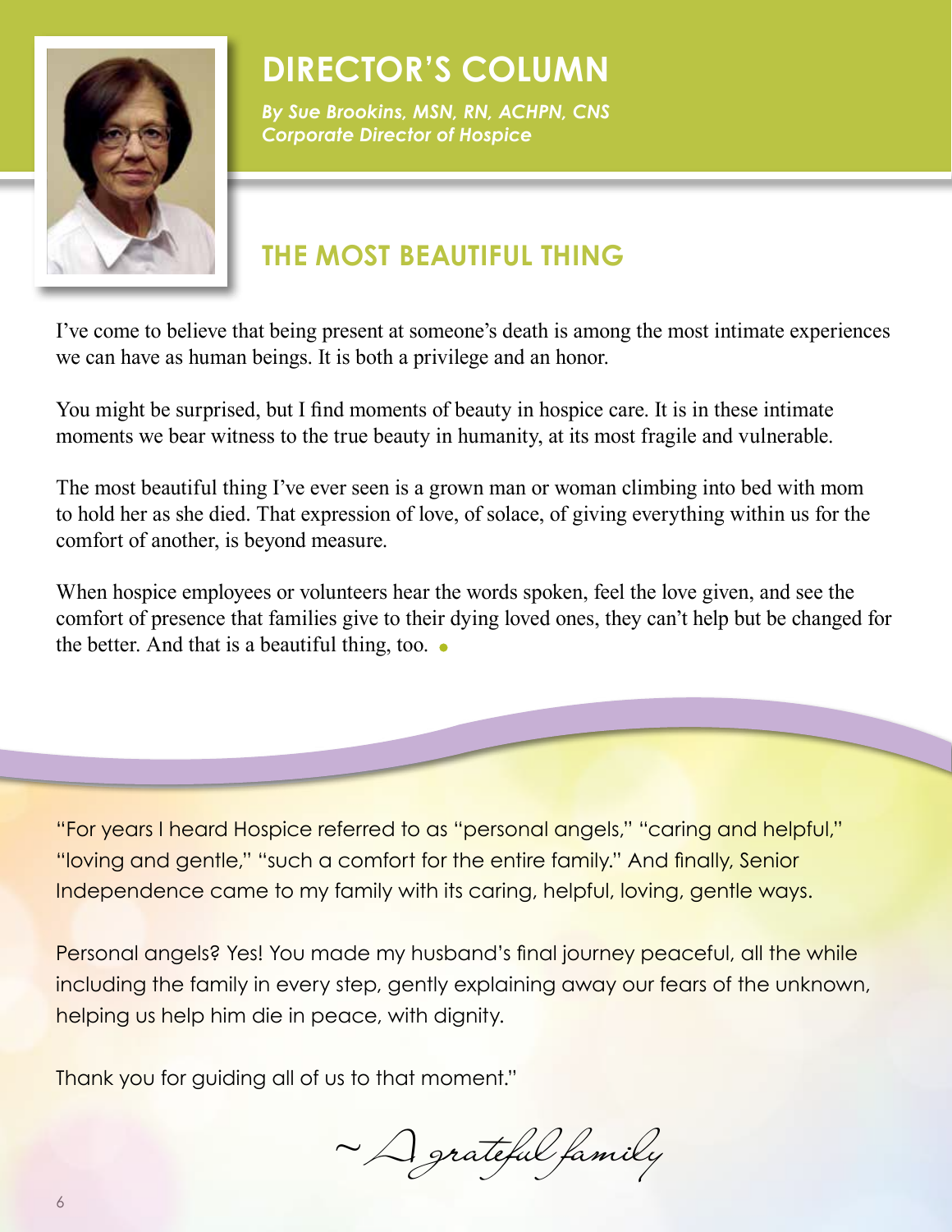# DIRECTOR'S COLUMN

*By Sue Brookins, MSN, RN, ACHPN, CNS*
*Corporate Director of Hospice*

## THE MOST BEAUTIFUL THING

I've come to believe that being present at someone's death is among the most intimate experiences we can have as human beings. It is both a privilege and an honor.

You might be surprised, but I find moments of beauty in hospice care. It is in these intimate moments we bear witness to the true beauty in humanity, at its most fragile and vulnerable.

The most beautiful thing I've ever seen is a grown man or woman climbing into bed with mom to hold her as she died. That expression of love, of solace, of giving everything within us for the comfort of another, is beyond measure.

When hospice employees or volunteers hear the words spoken, feel the love given, and see the comfort of presence that families give to their dying loved ones, they can't help but be changed for the better. And that is a beautiful thing, too.

"For years I heard Hospice referred to as "personal angels," "caring and helpful," "loving and gentle," "such a comfort for the entire family." And finally, Senior Independence came to my family with its caring, helpful, loving, gentle ways.

Personal angels? Yes! You made my husband's final journey peaceful, all the while including the family in every step, gently explaining away our fears of the unknown, helping us help him die in peace, with dignity.

Thank you for guiding all of us to that moment."

~ A grateful family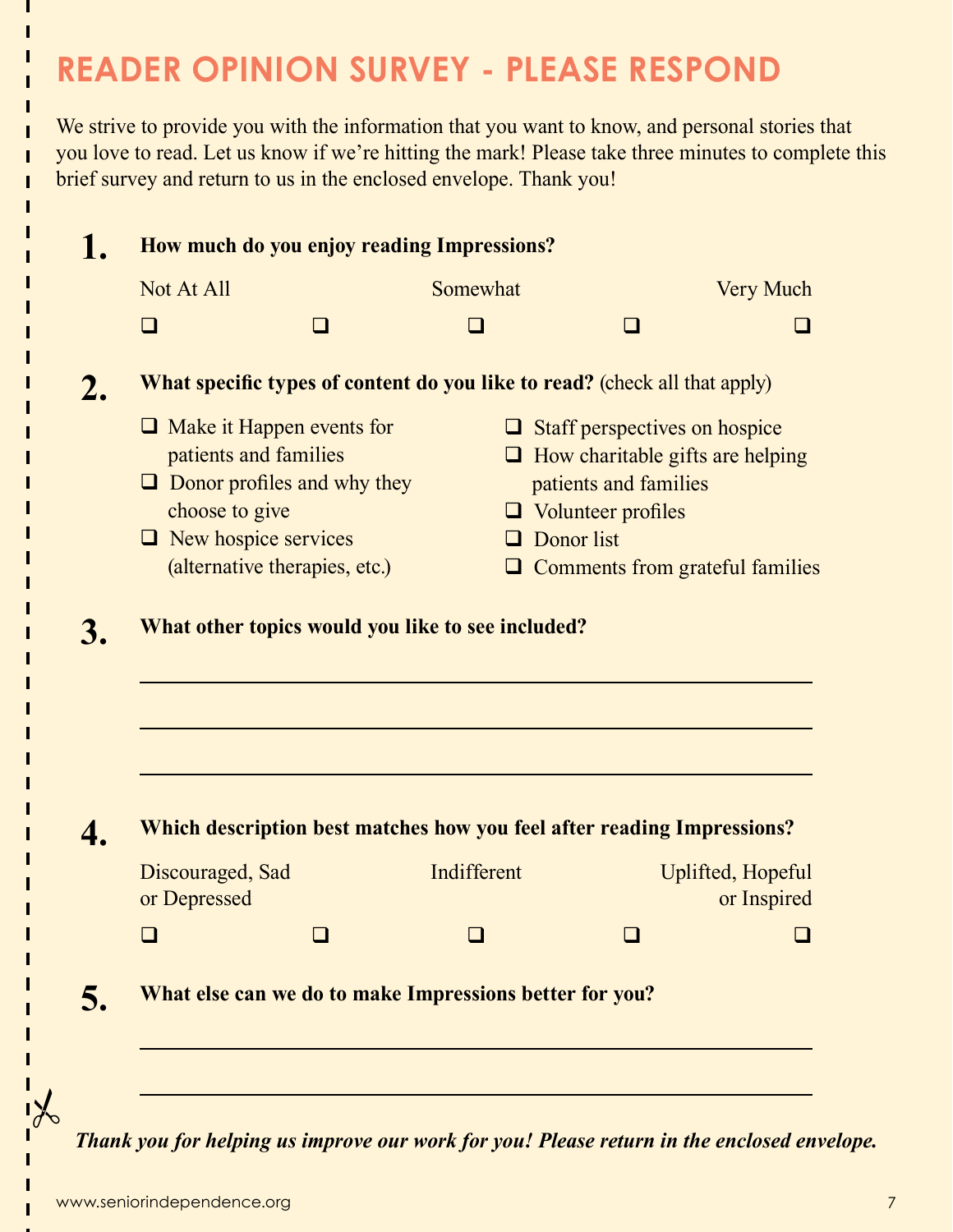# READER OPINION SURVEY - PLEASE RESPOND

We strive to provide you with the information that you want to know, and personal stories that you love to read. Let us know if we're hitting the mark! Please take three minutes to complete this brief survey and return to us in the enclosed envelope. Thank you!

**1. How much do you enjoy reading Impressions?**

Not At All ❑ ❑ Somewhat ❑ ❑ Very Much ❑

**2. What specific types of content do you like to read?** (check all that apply)

- ❑ Make it Happen events for patients and families
- ❑ Donor profiles and why they choose to give
- ❑ New hospice services (alternative therapies, etc.)
- ❑ Staff perspectives on hospice
- ❑ How charitable gifts are helping patients and families
- ❑ Volunteer profiles
- ❑ Donor list
- ❑ Comments from grateful families

**3. What other topics would you like to see included?**

______________________________________________

______________________________________________

______________________________________________

**4. Which description best matches how you feel after reading Impressions?**

Discouraged, Sad or Depressed ❑ ❑ Indifferent ❑ ❑ Uplifted, Hopeful or Inspired ❑

**5. What else can we do to make Impressions better for you?**

______________________________________________

______________________________________________

***Thank you for helping us improve our work for you! Please return in the enclosed envelope.***

www.seniorindependence.org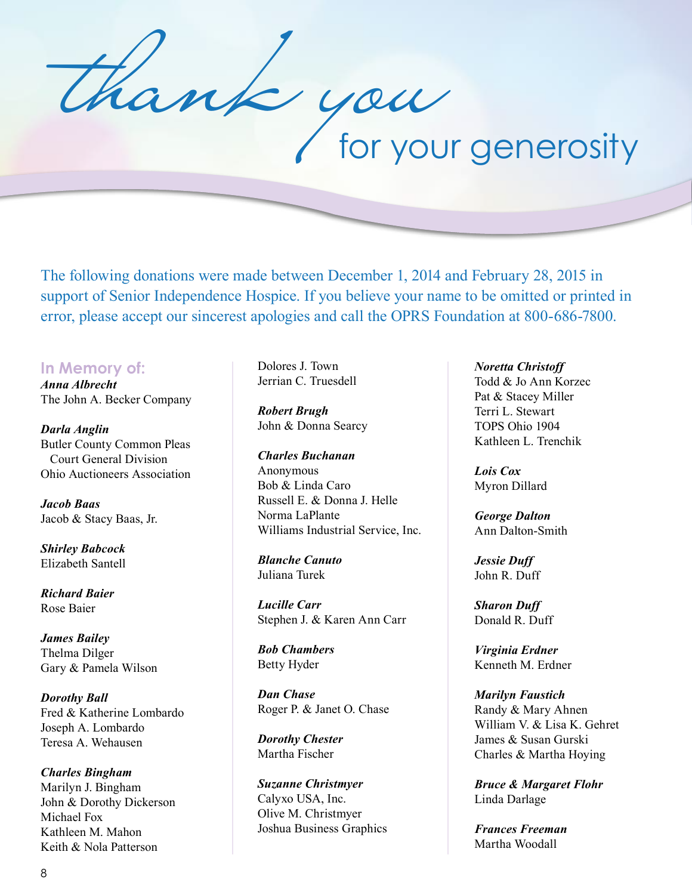# thank you for your generosity

The following donations were made between December 1, 2014 and February 28, 2015 in support of Senior Independence Hospice. If you believe your name to be omitted or printed in error, please accept our sincerest apologies and call the OPRS Foundation at 800-686-7800.

## In Memory of:

***Anna Albrecht***
The John A. Becker Company

***Darla Anglin***
Butler County Common Pleas Court General Division
Ohio Auctioneers Association

***Jacob Baas***
Jacob & Stacy Baas, Jr.

***Shirley Babcock***
Elizabeth Santell

***Richard Baier***
Rose Baier

***James Bailey***
Thelma Dilger
Gary & Pamela Wilson

***Dorothy Ball***
Fred & Katherine Lombardo
Joseph A. Lombardo
Teresa A. Wehausen

***Charles Bingham***
Marilyn J. Bingham
John & Dorothy Dickerson
Michael Fox
Kathleen M. Mahon
Keith & Nola Patterson
Dolores J. Town
Jerrian C. Truesdell

***Robert Brugh***
John & Donna Searcy

***Charles Buchanan***
Anonymous
Bob & Linda Caro
Russell E. & Donna J. Helle
Norma LaPlante
Williams Industrial Service, Inc.

***Blanche Canuto***
Juliana Turek

***Lucille Carr***
Stephen J. & Karen Ann Carr

***Bob Chambers***
Betty Hyder

***Dan Chase***
Roger P. & Janet O. Chase

***Dorothy Chester***
Martha Fischer

***Suzanne Christmyer***
Calyxo USA, Inc.
Olive M. Christmyer
Joshua Business Graphics

***Noretta Christoff***
Todd & Jo Ann Korzec
Pat & Stacey Miller
Terri L. Stewart
TOPS Ohio 1904
Kathleen L. Trenchik

***Lois Cox***
Myron Dillard

***George Dalton***
Ann Dalton-Smith

***Jessie Duff***
John R. Duff

***Sharon Duff***
Donald R. Duff

***Virginia Erdner***
Kenneth M. Erdner

***Marilyn Faustich***
Randy & Mary Ahnen
William V. & Lisa K. Gehret
James & Susan Gurski
Charles & Martha Hoying

***Bruce & Margaret Flohr***
Linda Darlage

***Frances Freeman***
Martha Woodall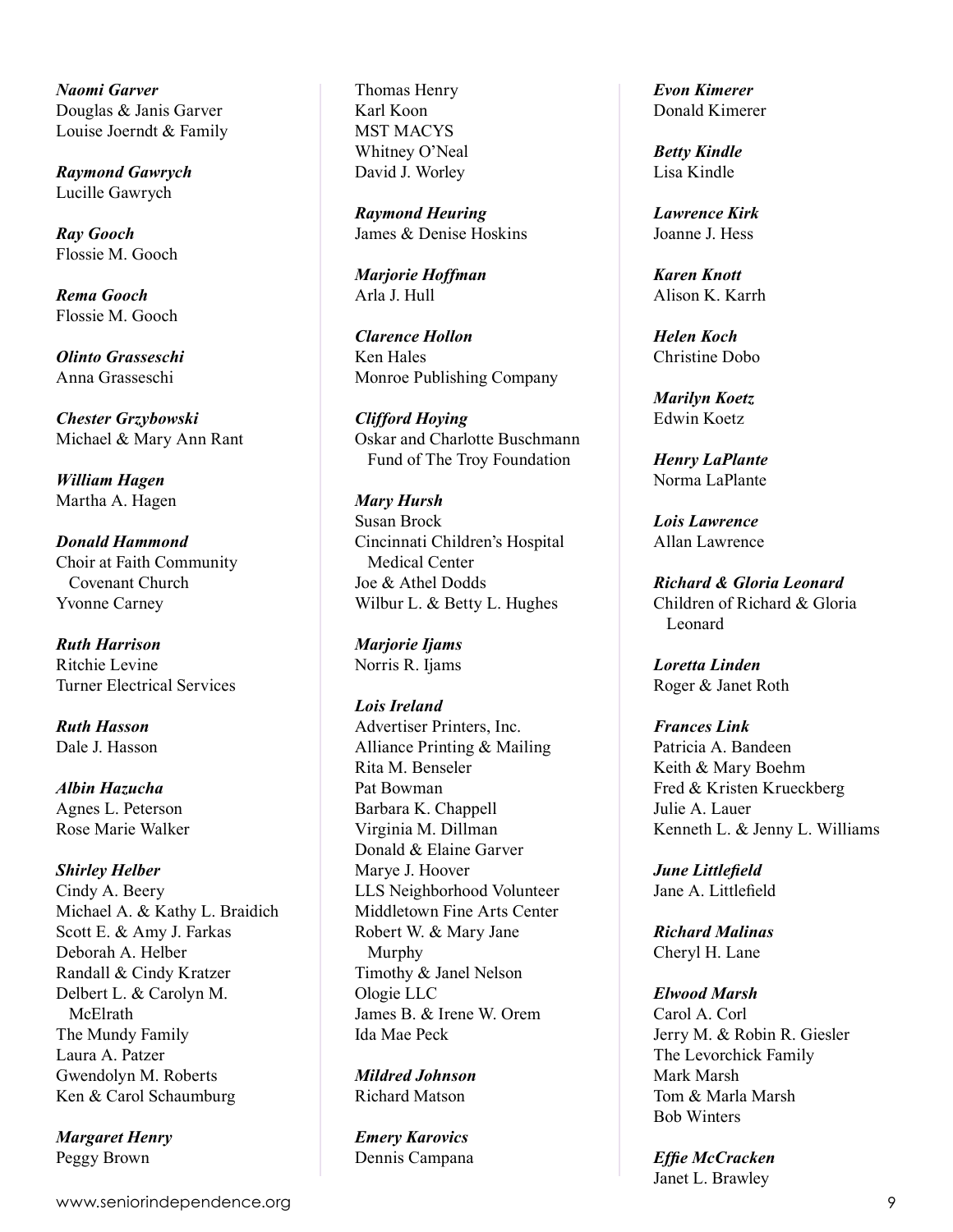*Naomi Garver*
Douglas & Janis Garver
Louise Joerndt & Family

*Raymond Gawrych*
Lucille Gawrych

*Ray Gooch*
Flossie M. Gooch

*Rema Gooch*
Flossie M. Gooch

*Olinto Grasseschi*
Anna Grasseschi

*Chester Grzybowski*
Michael & Mary Ann Rant

*William Hagen*
Martha A. Hagen

*Donald Hammond*
Choir at Faith Community Covenant Church
Yvonne Carney

*Ruth Harrison*
Ritchie Levine
Turner Electrical Services

*Ruth Hasson*
Dale J. Hasson

*Albin Hazucha*
Agnes L. Peterson
Rose Marie Walker

*Shirley Helber*
Cindy A. Beery
Michael A. & Kathy L. Braidich
Scott E. & Amy J. Farkas
Deborah A. Helber
Randall & Cindy Kratzer
Delbert L. & Carolyn M. McElrath
The Mundy Family
Laura A. Patzer
Gwendolyn M. Roberts
Ken & Carol Schaumburg

*Margaret Henry*
Peggy Brown
Thomas Henry
Karl Koon
MST MACYS
Whitney O'Neal
David J. Worley

*Raymond Heuring*
James & Denise Hoskins

*Marjorie Hoffman*
Arla J. Hull

*Clarence Hollon*
Ken Hales
Monroe Publishing Company

*Clifford Hoying*
Oskar and Charlotte Buschmann Fund of The Troy Foundation

*Mary Hursh*
Susan Brock
Cincinnati Children's Hospital Medical Center
Joe & Athel Dodds
Wilbur L. & Betty L. Hughes

*Marjorie Ijams*
Norris R. Ijams

*Lois Ireland*
Advertiser Printers, Inc.
Alliance Printing & Mailing
Rita M. Benseler
Pat Bowman
Barbara K. Chappell
Virginia M. Dillman
Donald & Elaine Garver
Marye J. Hoover
LLS Neighborhood Volunteer
Middletown Fine Arts Center
Robert W. & Mary Jane Murphy
Timothy & Janel Nelson
Ologie LLC
James B. & Irene W. Orem
Ida Mae Peck

*Mildred Johnson*
Richard Matson

*Emery Karovics*
Dennis Campana

*Evon Kimerer*
Donald Kimerer

*Betty Kindle*
Lisa Kindle

*Lawrence Kirk*
Joanne J. Hess

*Karen Knott*
Alison K. Karrh

*Helen Koch*
Christine Dobo

*Marilyn Koetz*
Edwin Koetz

*Henry LaPlante*
Norma LaPlante

*Lois Lawrence*
Allan Lawrence

*Richard & Gloria Leonard*
Children of Richard & Gloria Leonard

*Loretta Linden*
Roger & Janet Roth

*Frances Link*
Patricia A. Bandeen
Keith & Mary Boehm
Fred & Kristen Krueckberg
Julie A. Lauer
Kenneth L. & Jenny L. Williams

*June Littlefield*
Jane A. Littlefield

*Richard Malinas*
Cheryl H. Lane

*Elwood Marsh*
Carol A. Corl
Jerry M. & Robin R. Giesler
The Levorchick Family
Mark Marsh
Tom & Marla Marsh
Bob Winters

*Effie McCracken*
Janet L. Brawley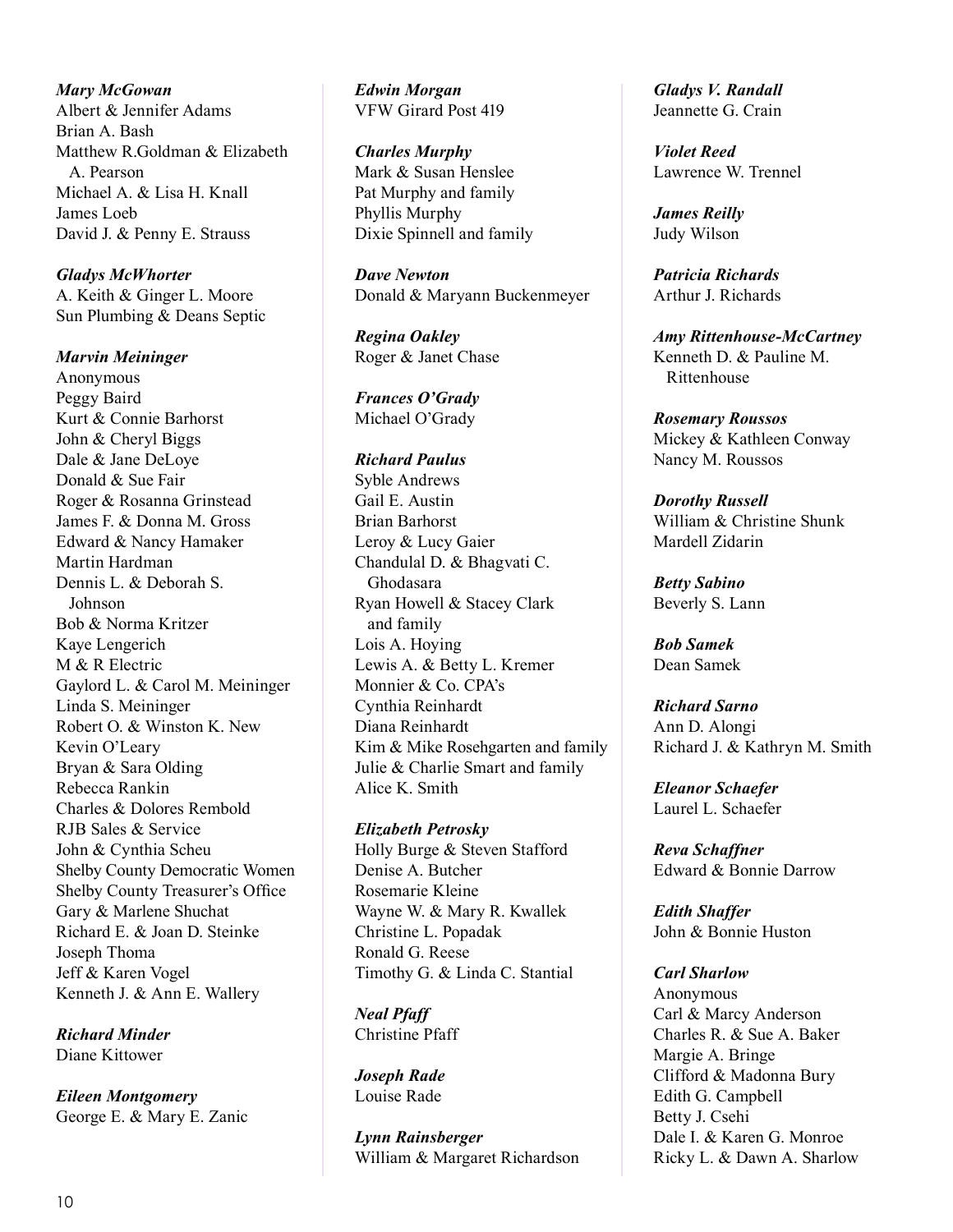***Mary McGowan***
Albert & Jennifer Adams
Brian A. Bash
Matthew R.Goldman & Elizabeth A. Pearson
Michael A. & Lisa H. Knall
James Loeb
David J. & Penny E. Strauss

***Gladys McWhorter***
A. Keith & Ginger L. Moore
Sun Plumbing & Deans Septic

***Marvin Meininger***
Anonymous
Peggy Baird
Kurt & Connie Barhorst
John & Cheryl Biggs
Dale & Jane DeLoye
Donald & Sue Fair
Roger & Rosanna Grinstead
James F. & Donna M. Gross
Edward & Nancy Hamaker
Martin Hardman
Dennis L. & Deborah S. Johnson
Bob & Norma Kritzer
Kaye Lengerich
M & R Electric
Gaylord L. & Carol M. Meininger
Linda S. Meininger
Robert O. & Winston K. New
Kevin O'Leary
Bryan & Sara Olding
Rebecca Rankin
Charles & Dolores Rembold
RJB Sales & Service
John & Cynthia Scheu
Shelby County Democratic Women
Shelby County Treasurer's Office
Gary & Marlene Shuchat
Richard E. & Joan D. Steinke
Joseph Thoma
Jeff & Karen Vogel
Kenneth J. & Ann E. Wallery

***Richard Minder***
Diane Kittower

***Eileen Montgomery***
George E. & Mary E. Zanic

***Edwin Morgan***
VFW Girard Post 419

***Charles Murphy***
Mark & Susan Henslee
Pat Murphy and family
Phyllis Murphy
Dixie Spinnell and family

***Dave Newton***
Donald & Maryann Buckenmeyer

***Regina Oakley***
Roger & Janet Chase

***Frances O'Grady***
Michael O'Grady

***Richard Paulus***
Syble Andrews
Gail E. Austin
Brian Barhorst
Leroy & Lucy Gaier
Chandulal D. & Bhagvati C. Ghodasara
Ryan Howell & Stacey Clark and family
Lois A. Hoying
Lewis A. & Betty L. Kremer
Monnier & Co. CPA's
Cynthia Reinhardt
Diana Reinhardt
Kim & Mike Rosehgarten and family
Julie & Charlie Smart and family
Alice K. Smith

***Elizabeth Petrosky***
Holly Burge & Steven Stafford
Denise A. Butcher
Rosemarie Kleine
Wayne W. & Mary R. Kwallek
Christine L. Popadak
Ronald G. Reese
Timothy G. & Linda C. Stantial

***Neal Pfaff***
Christine Pfaff

***Joseph Rade***
Louise Rade

***Lynn Rainsberger***
William & Margaret Richardson

***Gladys V. Randall***
Jeannette G. Crain

***Violet Reed***
Lawrence W. Trennel

***James Reilly***
Judy Wilson

***Patricia Richards***
Arthur J. Richards

***Amy Rittenhouse-McCartney***
Kenneth D. & Pauline M. Rittenhouse

***Rosemary Roussos***
Mickey & Kathleen Conway
Nancy M. Roussos

***Dorothy Russell***
William & Christine Shunk
Mardell Zidarin

***Betty Sabino***
Beverly S. Lann

***Bob Samek***
Dean Samek

***Richard Sarno***
Ann D. Alongi
Richard J. & Kathryn M. Smith

***Eleanor Schaefer***
Laurel L. Schaefer

***Reva Schaffner***
Edward & Bonnie Darrow

***Edith Shaffer***
John & Bonnie Huston

***Carl Sharlow***
Anonymous
Carl & Marcy Anderson
Charles R. & Sue A. Baker
Margie A. Bringe
Clifford & Madonna Bury
Edith G. Campbell
Betty J. Csehi
Dale I. & Karen G. Monroe
Ricky L. & Dawn A. Sharlow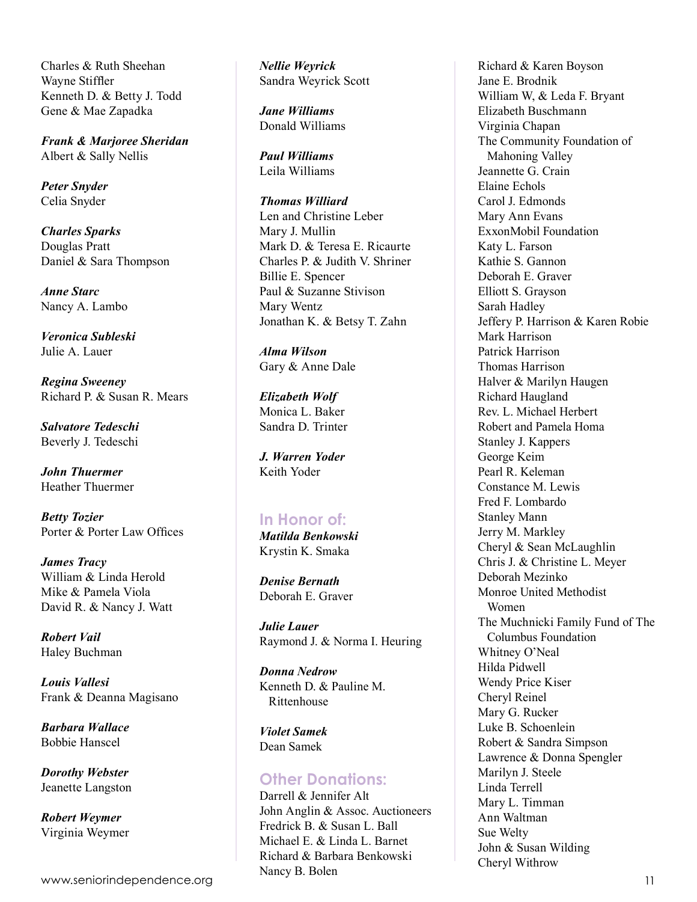Charles & Ruth Sheehan
Wayne Stiffler
Kenneth D. & Betty J. Todd
Gene & Mae Zapadka

***Frank & Marjoree Sheridan***
Albert & Sally Nellis

***Peter Snyder***
Celia Snyder

***Charles Sparks***
Douglas Pratt
Daniel & Sara Thompson

***Anne Starc***
Nancy A. Lambo

***Veronica Subleski***
Julie A. Lauer

***Regina Sweeney***
Richard P. & Susan R. Mears

***Salvatore Tedeschi***
Beverly J. Tedeschi

***John Thuermer***
Heather Thuermer

***Betty Tozier***
Porter & Porter Law Offices

***James Tracy***
William & Linda Herold
Mike & Pamela Viola
David R. & Nancy J. Watt

***Robert Vail***
Haley Buchman

***Louis Vallesi***
Frank & Deanna Magisano

***Barbara Wallace***
Bobbie Hanscel

***Dorothy Webster***
Jeanette Langston

***Robert Weymer***
Virginia Weymer

***Nellie Weyrick***
Sandra Weyrick Scott

***Jane Williams***
Donald Williams

***Paul Williams***
Leila Williams

***Thomas Williard***
Len and Christine Leber
Mary J. Mullin
Mark D. & Teresa E. Ricaurte
Charles P. & Judith V. Shriner
Billie E. Spencer
Paul & Suzanne Stivison
Mary Wentz
Jonathan K. & Betsy T. Zahn

***Alma Wilson***
Gary & Anne Dale

***Elizabeth Wolf***
Monica L. Baker
Sandra D. Trinter

***J. Warren Yoder***
Keith Yoder

## In Honor of:

***Matilda Benkowski***
Krystin K. Smaka

***Denise Bernath***
Deborah E. Graver

***Julie Lauer***
Raymond J. & Norma I. Heuring

***Donna Nedrow***
Kenneth D. & Pauline M. Rittenhouse

***Violet Samek***
Dean Samek

## Other Donations:

Darrell & Jennifer Alt
John Anglin & Assoc. Auctioneers
Fredrick B. & Susan L. Ball
Michael E. & Linda L. Barnet
Richard & Barbara Benkowski
Nancy B. Bolen
Richard & Karen Boyson
Jane E. Brodnik
William W, & Leda F. Bryant
Elizabeth Buschmann
Virginia Chapan
The Community Foundation of Mahoning Valley
Jeannette G. Crain
Elaine Echols
Carol J. Edmonds
Mary Ann Evans
ExxonMobil Foundation
Katy L. Farson
Kathie S. Gannon
Deborah E. Graver
Elliott S. Grayson
Sarah Hadley
Jeffery P. Harrison & Karen Robie
Mark Harrison
Patrick Harrison
Thomas Harrison
Halver & Marilyn Haugen
Richard Haugland
Rev. L. Michael Herbert
Robert and Pamela Homa
Stanley J. Kappers
George Keim
Pearl R. Keleman
Constance M. Lewis
Fred F. Lombardo
Stanley Mann
Jerry M. Markley
Cheryl & Sean McLaughlin
Chris J. & Christine L. Meyer
Deborah Mezinko
Monroe United Methodist Women
The Muchnicki Family Fund of The Columbus Foundation
Whitney O'Neal
Hilda Pidwell
Wendy Price Kiser
Cheryl Reinel
Mary G. Rucker
Luke B. Schoenlein
Robert & Sandra Simpson
Lawrence & Donna Spengler
Marilyn J. Steele
Linda Terrell
Mary L. Timman
Ann Waltman
Sue Welty
John & Susan Wilding
Cheryl Withrow

www.seniorindependence.org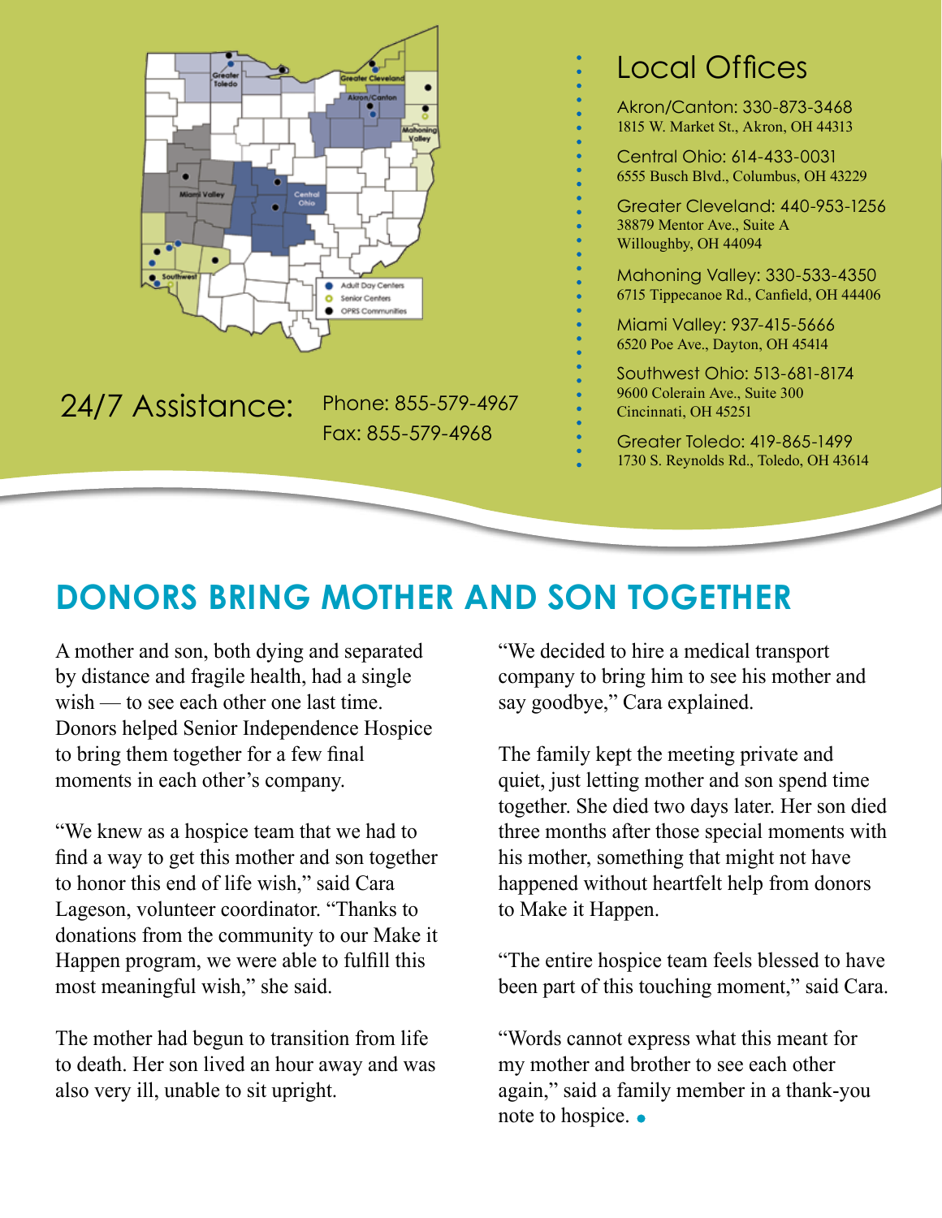Greater Toledo
Greater Cleveland
Akron/Canton
Mahoning Valley
Miami Valley
Central Ohio
Southwest

Adult Day Centers
Senior Centers
OPRS Communities

24/7 Assistance: Phone: 855-579-4967
Fax: 855-579-4968

## Local Offices

Akron/Canton: 330-873-3468
1815 W. Market St., Akron, OH 44313

Central Ohio: 614-433-0031
6555 Busch Blvd., Columbus, OH 43229

Greater Cleveland: 440-953-1256
38879 Mentor Ave., Suite A
Willoughby, OH 44094

Mahoning Valley: 330-533-4350
6715 Tippecanoe Rd., Canfield, OH 44406

Miami Valley: 937-415-5666
6520 Poe Ave., Dayton, OH 45414

Southwest Ohio: 513-681-8174
9600 Colerain Ave., Suite 300
Cincinnati, OH 45251

Greater Toledo: 419-865-1499
1730 S. Reynolds Rd., Toledo, OH 43614

# DONORS BRING MOTHER AND SON TOGETHER

A mother and son, both dying and separated by distance and fragile health, had a single wish — to see each other one last time. Donors helped Senior Independence Hospice to bring them together for a few final moments in each other's company.

"We knew as a hospice team that we had to find a way to get this mother and son together to honor this end of life wish," said Cara Lageson, volunteer coordinator. "Thanks to donations from the community to our Make it Happen program, we were able to fulfill this most meaningful wish," she said.

The mother had begun to transition from life to death. Her son lived an hour away and was also very ill, unable to sit upright.

"We decided to hire a medical transport company to bring him to see his mother and say goodbye," Cara explained.

The family kept the meeting private and quiet, just letting mother and son spend time together. She died two days later. Her son died three months after those special moments with his mother, something that might not have happened without heartfelt help from donors to Make it Happen.

"The entire hospice team feels blessed to have been part of this touching moment," said Cara.

"Words cannot express what this meant for my mother and brother to see each other again," said a family member in a thank-you note to hospice.